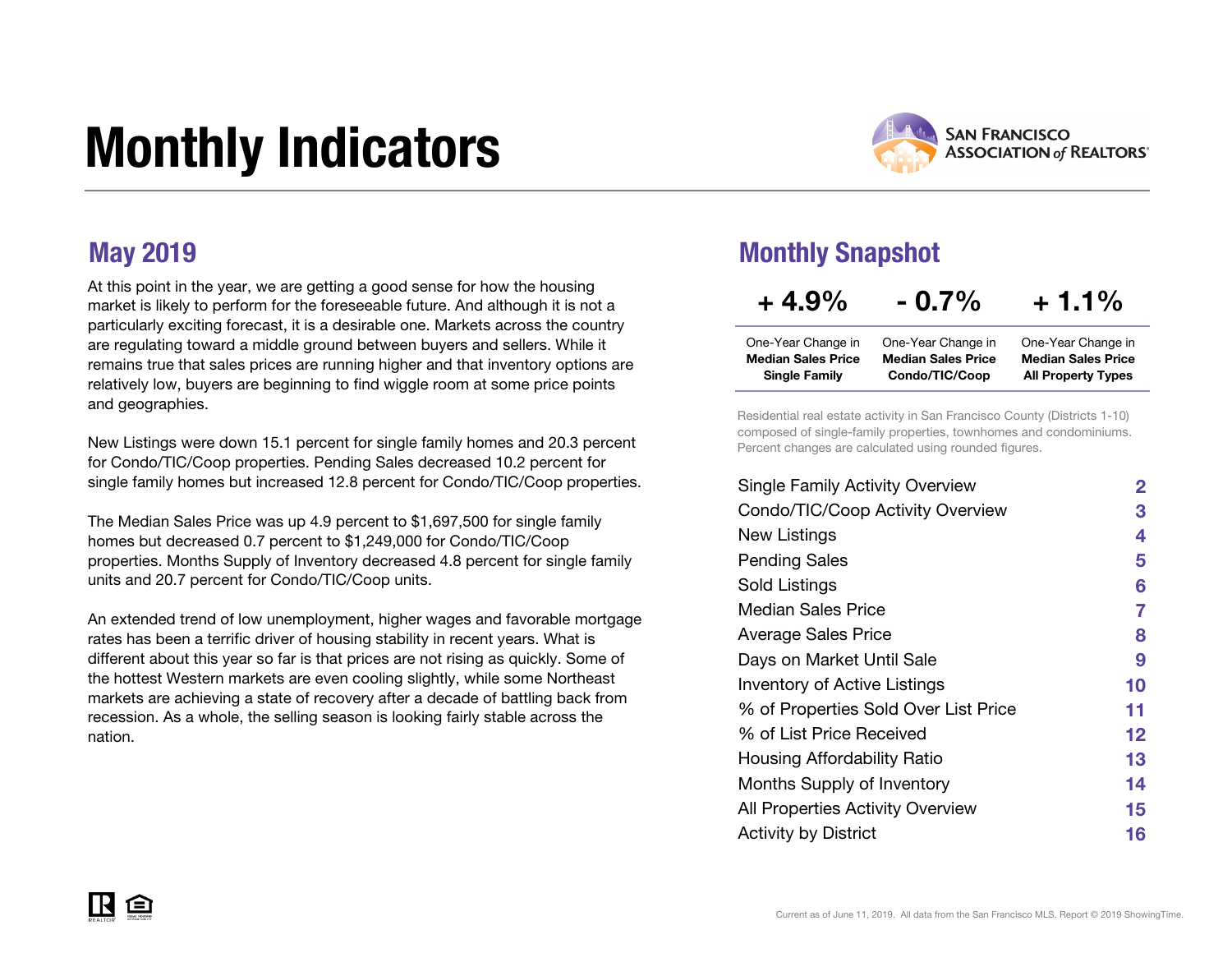# Monthly Indicators

SAN FRANCISCO ASSOCIATION of REALTORS®

## May 2019

At this point in the year, we are getting a good sense for how the housing market is likely to perform for the foreseeable future. And although it is not a particularly exciting forecast, it is a desirable one. Markets across the country are regulating toward a middle ground between buyers and sellers. While it remains true that sales prices are running higher and that inventory options are relatively low, buyers are beginning to find wiggle room at some price points and geographies.

New Listings were down 15.1 percent for single family homes and 20.3 percent for Condo/TIC/Coop properties. Pending Sales decreased 10.2 percent for single family homes but increased 12.8 percent for Condo/TIC/Coop properties.

The Median Sales Price was up 4.9 percent to $1,697,500 for single family homes but decreased 0.7 percent to $1,249,000 for Condo/TIC/Coop properties. Months Supply of Inventory decreased 4.8 percent for single family units and 20.7 percent for Condo/TIC/Coop units.

An extended trend of low unemployment, higher wages and favorable mortgage rates has been a terrific driver of housing stability in recent years. What is different about this year so far is that prices are not rising as quickly. Some of the hottest Western markets are even cooling slightly, while some Northeast markets are achieving a state of recovery after a decade of battling back from recession. As a whole, the selling season is looking fairly stable across the nation.

## Monthly Snapshot

| + 4.9% | - 0.7% | + 1.1% |
|---|---|---|
| One-Year Change in **Median Sales Price Single Family** | One-Year Change in **Median Sales Price Condo/TIC/Coop** | One-Year Change in **Median Sales Price All Property Types** |

Residential real estate activity in San Francisco County (Districts 1-10) composed of single-family properties, townhomes and condominiums. Percent changes are calculated using rounded figures.

| | |
|---|---|
| Single Family Activity Overview | 2 |
| Condo/TIC/Coop Activity Overview | 3 |
| New Listings | 4 |
| Pending Sales | 5 |
| Sold Listings | 6 |
| Median Sales Price | 7 |
| Average Sales Price | 8 |
| Days on Market Until Sale | 9 |
| Inventory of Active Listings | 10 |
| % of Properties Sold Over List Price | 11 |
| % of List Price Received | 12 |
| Housing Affordability Ratio | 13 |
| Months Supply of Inventory | 14 |
| All Properties Activity Overview | 15 |
| Activity by District | 16 |

Current as of June 11, 2019. All data from the San Francisco MLS. Report © 2019 ShowingTime.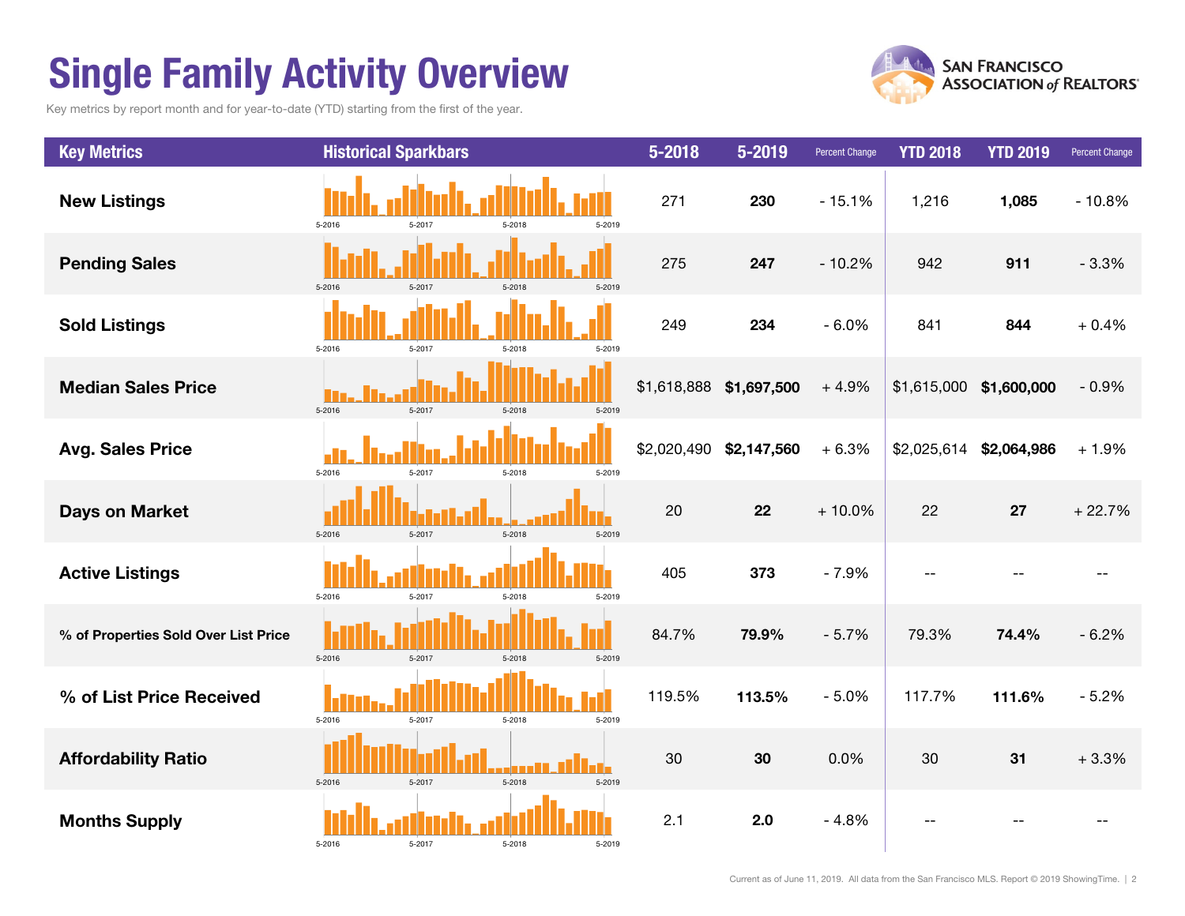# Single Family Activity Overview

Key metrics by report month and for year-to-date (YTD) starting from the first of the year.

| Key Metrics | Historical Sparkbars | 5-2018 | 5-2019 | Percent Change | YTD 2018 | YTD 2019 | Percent Change |
|---|---|---|---|---|---|---|---|
| **New Listings** | 5-2016 5-2017 5-2018 5-2019 | 271 | **230** | - 15.1% | 1,216 | **1,085** | - 10.8% |
| **Pending Sales** | 5-2016 5-2017 5-2018 5-2019 | 275 | **247** | - 10.2% | 942 | **911** | - 3.3% |
| **Sold Listings** | 5-2016 5-2017 5-2018 5-2019 | 249 | **234** | - 6.0% | 841 | **844** | + 0.4% |
| **Median Sales Price** | 5-2016 5-2017 5-2018 5-2019 | $1,618,888 | **$1,697,500** | + 4.9% | $1,615,000 | **$1,600,000** | - 0.9% |
| **Avg. Sales Price** | 5-2016 5-2017 5-2018 5-2019 | $2,020,490 | **$2,147,560** | + 6.3% | $2,025,614 | **$2,064,986** | + 1.9% |
| **Days on Market** | 5-2016 5-2017 5-2018 5-2019 | 20 | **22** | + 10.0% | 22 | **27** | + 22.7% |
| **Active Listings** | 5-2016 5-2017 5-2018 5-2019 | 405 | **373** | - 7.9% | -- | -- | -- |
| **% of Properties Sold Over List Price** | 5-2016 5-2017 5-2018 5-2019 | 84.7% | **79.9%** | - 5.7% | 79.3% | **74.4%** | - 6.2% |
| **% of List Price Received** | 5-2016 5-2017 5-2018 5-2019 | 119.5% | **113.5%** | - 5.0% | 117.7% | **111.6%** | - 5.2% |
| **Affordability Ratio** | 5-2016 5-2017 5-2018 5-2019 | 30 | **30** | 0.0% | 30 | **31** | + 3.3% |
| **Months Supply** | 5-2016 5-2017 5-2018 5-2019 | 2.1 | **2.0** | - 4.8% | -- | -- | -- |

Current as of June 11, 2019. All data from the San Francisco MLS. Report © 2019 ShowingTime.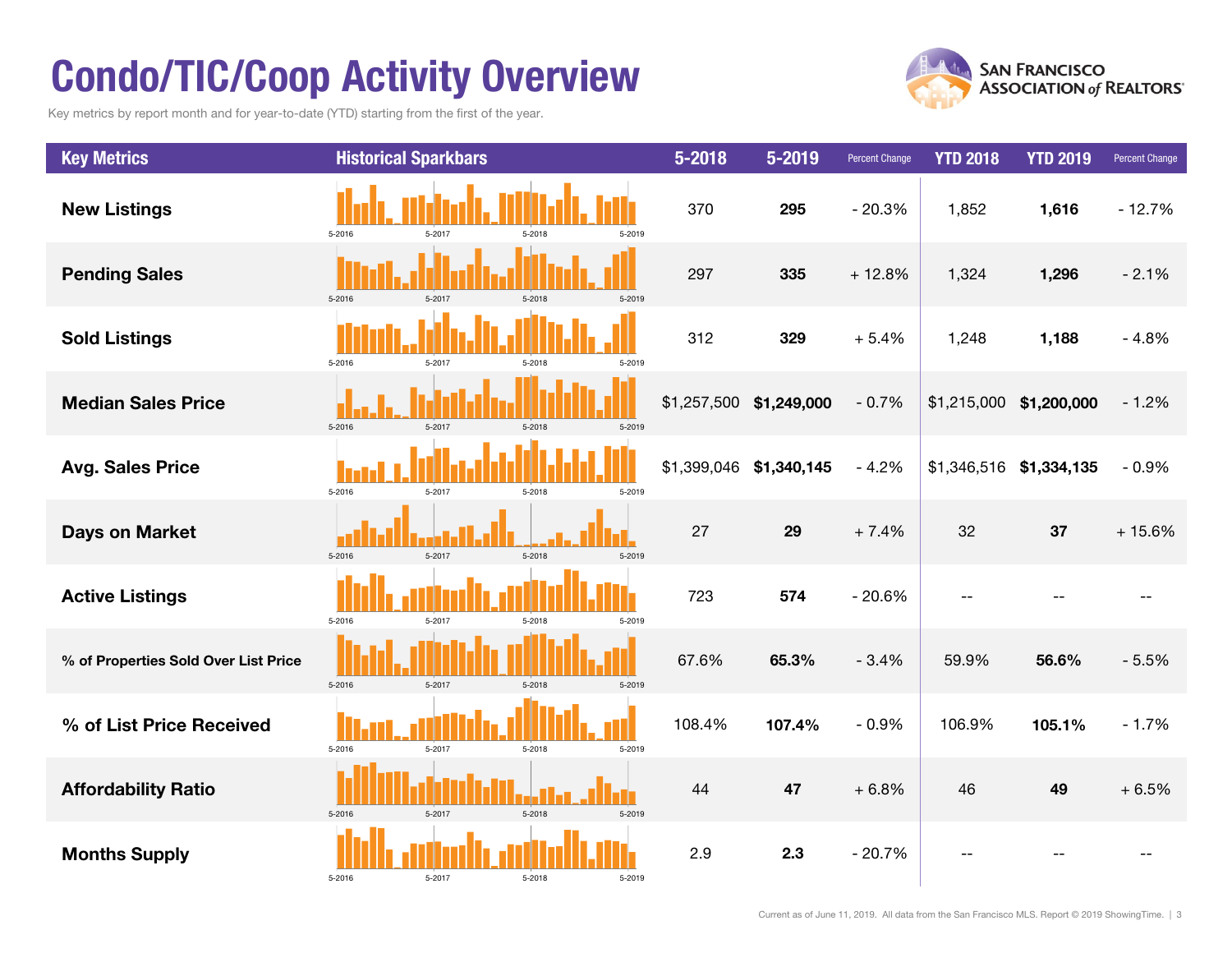# Condo/TIC/Coop Activity Overview

Key metrics by report month and for year-to-date (YTD) starting from the first of the year.

SAN FRANCISCO ASSOCIATION of REALTORS®

| Key Metrics | Historical Sparkbars | 5-2018 | 5-2019 | Percent Change | YTD 2018 | YTD 2019 | Percent Change |
|---|---|---|---|---|---|---|---|
| **New Listings** | 5-2016 5-2017 5-2018 5-2019 | 370 | **295** | - 20.3% | 1,852 | **1,616** | - 12.7% |
| **Pending Sales** | 5-2016 5-2017 5-2018 5-2019 | 297 | **335** | + 12.8% | 1,324 | **1,296** | - 2.1% |
| **Sold Listings** | 5-2016 5-2017 5-2018 5-2019 | 312 | **329** | + 5.4% | 1,248 | **1,188** | - 4.8% |
| **Median Sales Price** | 5-2016 5-2017 5-2018 5-2019 | $1,257,500 | **$1,249,000** | - 0.7% | $1,215,000 | **$1,200,000** | - 1.2% |
| **Avg. Sales Price** | 5-2016 5-2017 5-2018 5-2019 | $1,399,046 | **$1,340,145** | - 4.2% | $1,346,516 | **$1,334,135** | - 0.9% |
| **Days on Market** | 5-2016 5-2017 5-2018 5-2019 | 27 | **29** | + 7.4% | 32 | **37** | + 15.6% |
| **Active Listings** | 5-2016 5-2017 5-2018 5-2019 | 723 | **574** | - 20.6% | -- | -- | -- |
| **% of Properties Sold Over List Price** | 5-2016 5-2017 5-2018 5-2019 | 67.6% | **65.3%** | - 3.4% | 59.9% | **56.6%** | - 5.5% |
| **% of List Price Received** | 5-2016 5-2017 5-2018 5-2019 | 108.4% | **107.4%** | - 0.9% | 106.9% | **105.1%** | - 1.7% |
| **Affordability Ratio** | 5-2016 5-2017 5-2018 5-2019 | 44 | **47** | + 6.8% | 46 | **49** | + 6.5% |
| **Months Supply** | 5-2016 5-2017 5-2018 5-2019 | 2.9 | **2.3** | - 20.7% | -- | -- | -- |

Current as of June 11, 2019. All data from the San Francisco MLS. Report © 2019 ShowingTime.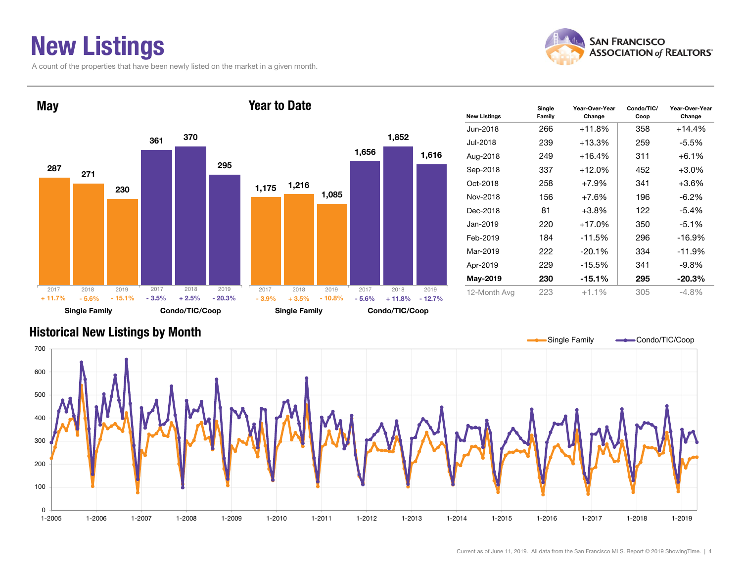# New Listings

A count of the properties that have been newly listed on the market in a given month.

## May

| | 2017 | 2018 | 2019 |
|---|---|---|---|
| Single Family | 287 | 271 | 230 |
| Change | + 11.7% | - 5.6% | - 15.1% |
| Condo/TIC/Coop | 361 | 370 | 295 |
| Change | - 3.5% | + 2.5% | - 20.3% |

## Year to Date

| | 2017 | 2018 | 2019 |
|---|---|---|---|
| Single Family | 1,175 | 1,216 | 1,085 |
| Change | - 3.9% | + 3.5% | - 10.8% |
| Condo/TIC/Coop | 1,656 | 1,852 | 1,616 |
| Change | - 5.6% | + 11.8% | - 12.7% |

| New Listings | Single Family | Year-Over-Year Change | Condo/TIC/ Coop | Year-Over-Year Change |
|---|---|---|---|---|
| Jun-2018 | 266 | +11.8% | 358 | +14.4% |
| Jul-2018 | 239 | +13.3% | 259 | -5.5% |
| Aug-2018 | 249 | +16.4% | 311 | +6.1% |
| Sep-2018 | 337 | +12.0% | 452 | +3.0% |
| Oct-2018 | 258 | +7.9% | 341 | +3.6% |
| Nov-2018 | 156 | +7.6% | 196 | -6.2% |
| Dec-2018 | 81 | +3.8% | 122 | -5.4% |
| Jan-2019 | 220 | +17.0% | 350 | -5.1% |
| Feb-2019 | 184 | -11.5% | 296 | -16.9% |
| Mar-2019 | 222 | -20.1% | 334 | -11.9% |
| Apr-2019 | 229 | -15.5% | 341 | -9.8% |
| **May-2019** | **230** | **-15.1%** | **295** | **-20.3%** |
| 12-Month Avg | 223 | +1.1% | 305 | -4.8% |

## Historical New Listings by Month

Single Family / Condo/TIC/Coop

Current as of June 11, 2019. All data from the San Francisco MLS. Report © 2019 ShowingTime.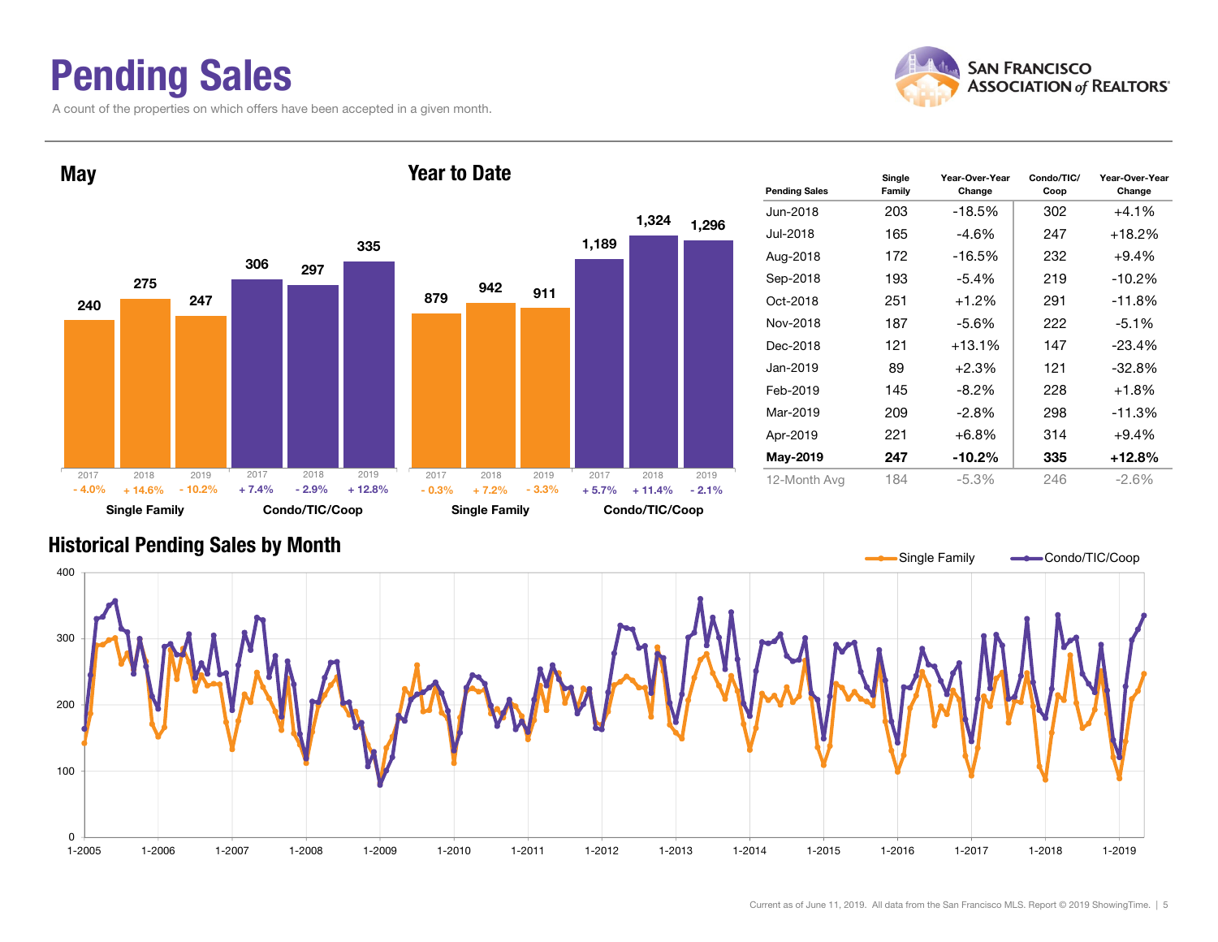# Pending Sales

A count of the properties on which offers have been accepted in a given month.

## May

| | 2017 | 2018 | 2019 |
|---|---|---|---|
| Single Family | 240 | 275 | 247 |
| Change | - 4.0% | + 14.6% | - 10.2% |
| Condo/TIC/Coop | 306 | 297 | 335 |
| Change | + 7.4% | - 2.9% | + 12.8% |

## Year to Date

| | 2017 | 2018 | 2019 |
|---|---|---|---|
| Single Family | 879 | 942 | 911 |
| Change | - 0.3% | + 7.2% | - 3.3% |
| Condo/TIC/Coop | 1,189 | 1,324 | 1,296 |
| Change | + 5.7% | + 11.4% | - 2.1% |

| Pending Sales | Single Family | Year-Over-Year Change | Condo/TIC/ Coop | Year-Over-Year Change |
|---|---|---|---|---|
| Jun-2018 | 203 | -18.5% | 302 | +4.1% |
| Jul-2018 | 165 | -4.6% | 247 | +18.2% |
| Aug-2018 | 172 | -16.5% | 232 | +9.4% |
| Sep-2018 | 193 | -5.4% | 219 | -10.2% |
| Oct-2018 | 251 | +1.2% | 291 | -11.8% |
| Nov-2018 | 187 | -5.6% | 222 | -5.1% |
| Dec-2018 | 121 | +13.1% | 147 | -23.4% |
| Jan-2019 | 89 | +2.3% | 121 | -32.8% |
| Feb-2019 | 145 | -8.2% | 228 | +1.8% |
| Mar-2019 | 209 | -2.8% | 298 | -11.3% |
| Apr-2019 | 221 | +6.8% | 314 | +9.4% |
| **May-2019** | **247** | **-10.2%** | **335** | **+12.8%** |
| 12-Month Avg | 184 | -5.3% | 246 | -2.6% |

## Historical Pending Sales by Month

Single Family / Condo/TIC/Coop

Current as of June 11, 2019. All data from the San Francisco MLS. Report © 2019 ShowingTime.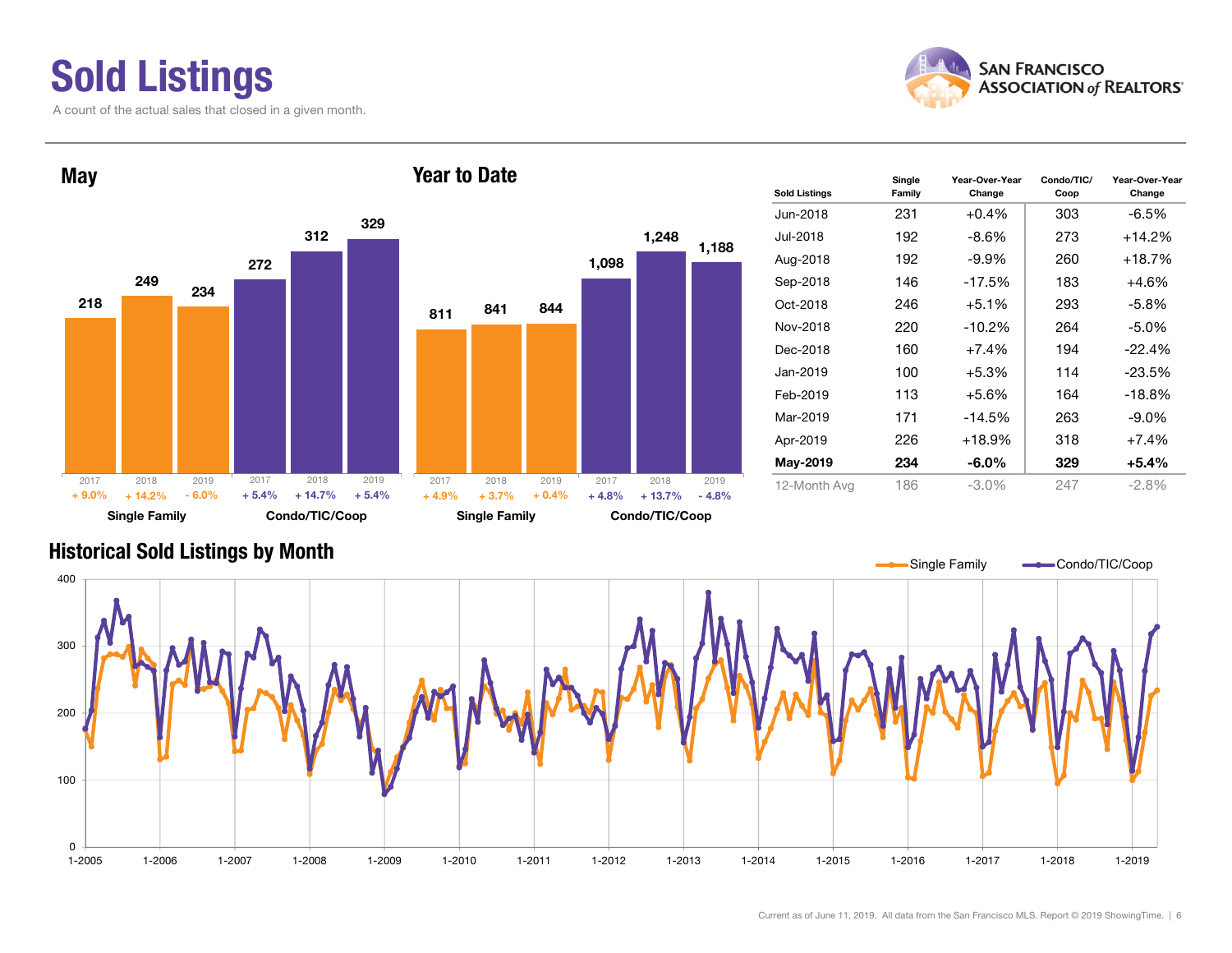# Sold Listings

A count of the actual sales that closed in a given month.

## May

| | 2017 | 2018 | 2019 |
|---|---|---|---|
| Single Family | 218 (+ 9.0%) | 249 (+ 14.2%) | 234 (- 6.0%) |
| Condo/TIC/Coop | 272 (+ 5.4%) | 312 (+ 14.7%) | 329 (+ 5.4%) |

## Year to Date

| | 2017 | 2018 | 2019 |
|---|---|---|---|
| Single Family | 811 (+ 4.9%) | 841 (+ 3.7%) | 844 (+ 0.4%) |
| Condo/TIC/Coop | 1,098 (+ 4.8%) | 1,248 (+ 13.7%) | 1,188 (- 4.8%) |

| Sold Listings | Single Family | Year-Over-Year Change | Condo/TIC/ Coop | Year-Over-Year Change |
|---|---|---|---|---|
| Jun-2018 | 231 | +0.4% | 303 | -6.5% |
| Jul-2018 | 192 | -8.6% | 273 | +14.2% |
| Aug-2018 | 192 | -9.9% | 260 | +18.7% |
| Sep-2018 | 146 | -17.5% | 183 | +4.6% |
| Oct-2018 | 246 | +5.1% | 293 | -5.8% |
| Nov-2018 | 220 | -10.2% | 264 | -5.0% |
| Dec-2018 | 160 | +7.4% | 194 | -22.4% |
| Jan-2019 | 100 | +5.3% | 114 | -23.5% |
| Feb-2019 | 113 | +5.6% | 164 | -18.8% |
| Mar-2019 | 171 | -14.5% | 263 | -9.0% |
| Apr-2019 | 226 | +18.9% | 318 | +7.4% |
| **May-2019** | **234** | **-6.0%** | **329** | **+5.4%** |
| 12-Month Avg | 186 | -3.0% | 247 | -2.8% |

## Historical Sold Listings by Month

Single Family — Condo/TIC/Coop

Current as of June 11, 2019. All data from the San Francisco MLS. Report © 2019 ShowingTime.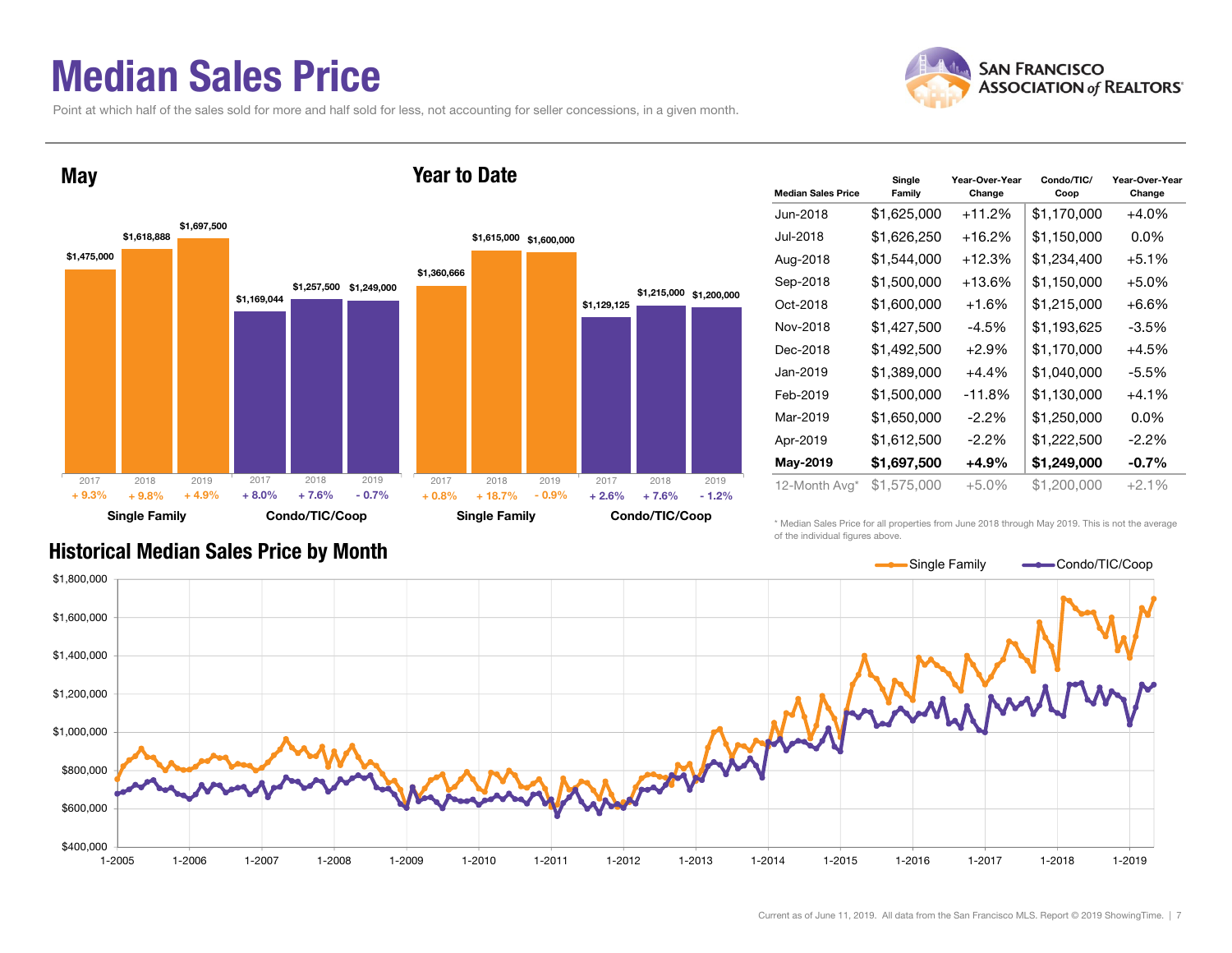# Median Sales Price

Point at which half of the sales sold for more and half sold for less, not accounting for seller concessions, in a given month.

## May

| | 2017 | 2018 | 2019 |
|---|---|---|---|
| Single Family | $1,475,000 | $1,618,888 | $1,697,500 |
| Change | + 9.3% | + 9.8% | + 4.9% |
| Condo/TIC/Coop | $1,169,044 | $1,257,500 | $1,249,000 |
| Change | + 8.0% | + 7.6% | - 0.7% |

## Year to Date

| | 2017 | 2018 | 2019 |
|---|---|---|---|
| Single Family | $1,360,666 | $1,615,000 | $1,600,000 |
| Change | + 0.8% | + 18.7% | - 0.9% |
| Condo/TIC/Coop | $1,129,125 | $1,215,000 | $1,200,000 |
| Change | + 2.6% | + 7.6% | - 1.2% |

| Median Sales Price | Single Family | Year-Over-Year Change | Condo/TIC/ Coop | Year-Over-Year Change |
|---|---|---|---|---|
| Jun-2018 | $1,625,000 | +11.2% | $1,170,000 | +4.0% |
| Jul-2018 | $1,626,250 | +16.2% | $1,150,000 | 0.0% |
| Aug-2018 | $1,544,000 | +12.3% | $1,234,400 | +5.1% |
| Sep-2018 | $1,500,000 | +13.6% | $1,150,000 | +5.0% |
| Oct-2018 | $1,600,000 | +1.6% | $1,215,000 | +6.6% |
| Nov-2018 | $1,427,500 | -4.5% | $1,193,625 | -3.5% |
| Dec-2018 | $1,492,500 | +2.9% | $1,170,000 | +4.5% |
| Jan-2019 | $1,389,000 | +4.4% | $1,040,000 | -5.5% |
| Feb-2019 | $1,500,000 | -11.8% | $1,130,000 | +4.1% |
| Mar-2019 | $1,650,000 | -2.2% | $1,250,000 | 0.0% |
| Apr-2019 | $1,612,500 | -2.2% | $1,222,500 | -2.2% |
| **May-2019** | **$1,697,500** | **+4.9%** | **$1,249,000** | **-0.7%** |
| 12-Month Avg* | $1,575,000 | +5.0% | $1,200,000 | +2.1% |

\* Median Sales Price for all properties from June 2018 through May 2019. This is not the average of the individual figures above.

## Historical Median Sales Price by Month

Single Family — Condo/TIC/Coop

Current as of June 11, 2019. All data from the San Francisco MLS. Report © 2019 ShowingTime.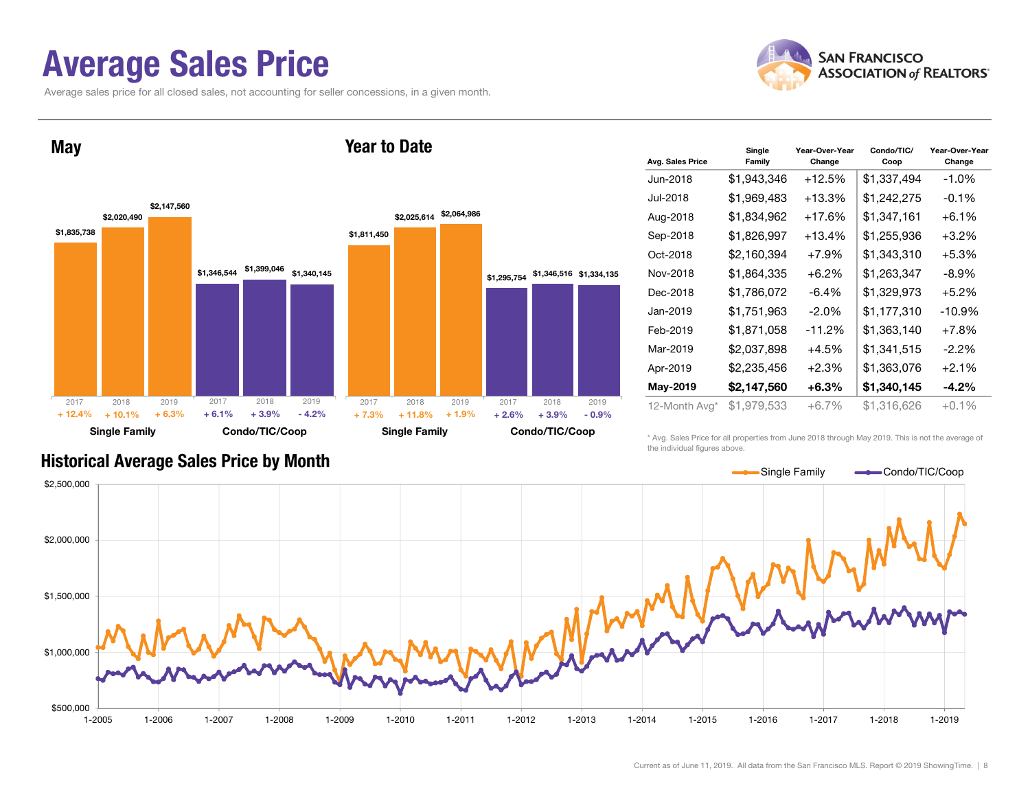# Average Sales Price

Average sales price for all closed sales, not accounting for seller concessions, in a given month.

## May

| | 2017 | 2018 | 2019 |
|---|---|---|---|
| Single Family | $1,835,738 | $2,020,490 | $2,147,560 |
| Change | + 12.4% | + 10.1% | + 6.3% |
| Condo/TIC/Coop | $1,346,544 | $1,399,046 | $1,340,145 |
| Change | + 6.1% | + 3.9% | - 4.2% |

## Year to Date

| | 2017 | 2018 | 2019 |
|---|---|---|---|
| Single Family | $1,811,450 | $2,025,614 | $2,064,986 |
| Change | + 7.3% | + 11.8% | + 1.9% |
| Condo/TIC/Coop | $1,295,754 | $1,346,516 | $1,334,135 |
| Change | + 2.6% | + 3.9% | - 0.9% |

| Avg. Sales Price | Single Family | Year-Over-Year Change | Condo/TIC/Coop | Year-Over-Year Change |
|---|---|---|---|---|
| Jun-2018 | $1,943,346 | +12.5% | $1,337,494 | -1.0% |
| Jul-2018 | $1,969,483 | +13.3% | $1,242,275 | -0.1% |
| Aug-2018 | $1,834,962 | +17.6% | $1,347,161 | +6.1% |
| Sep-2018 | $1,826,997 | +13.4% | $1,255,936 | +3.2% |
| Oct-2018 | $2,160,394 | +7.9% | $1,343,310 | +5.3% |
| Nov-2018 | $1,864,335 | +6.2% | $1,263,347 | -8.9% |
| Dec-2018 | $1,786,072 | -6.4% | $1,329,973 | +5.2% |
| Jan-2019 | $1,751,963 | -2.0% | $1,177,310 | -10.9% |
| Feb-2019 | $1,871,058 | -11.2% | $1,363,140 | +7.8% |
| Mar-2019 | $2,037,898 | +4.5% | $1,341,515 | -2.2% |
| Apr-2019 | $2,235,456 | +2.3% | $1,363,076 | +2.1% |
| **May-2019** | **$2,147,560** | **+6.3%** | **$1,340,145** | **-4.2%** |
| 12-Month Avg* | $1,979,533 | +6.7% | $1,316,626 | +0.1% |

\* Avg. Sales Price for all properties from June 2018 through May 2019. This is not the average of the individual figures above.

## Historical Average Sales Price by Month

Single Family — Condo/TIC/Coop

Current as of June 11, 2019. All data from the San Francisco MLS. Report © 2019 ShowingTime.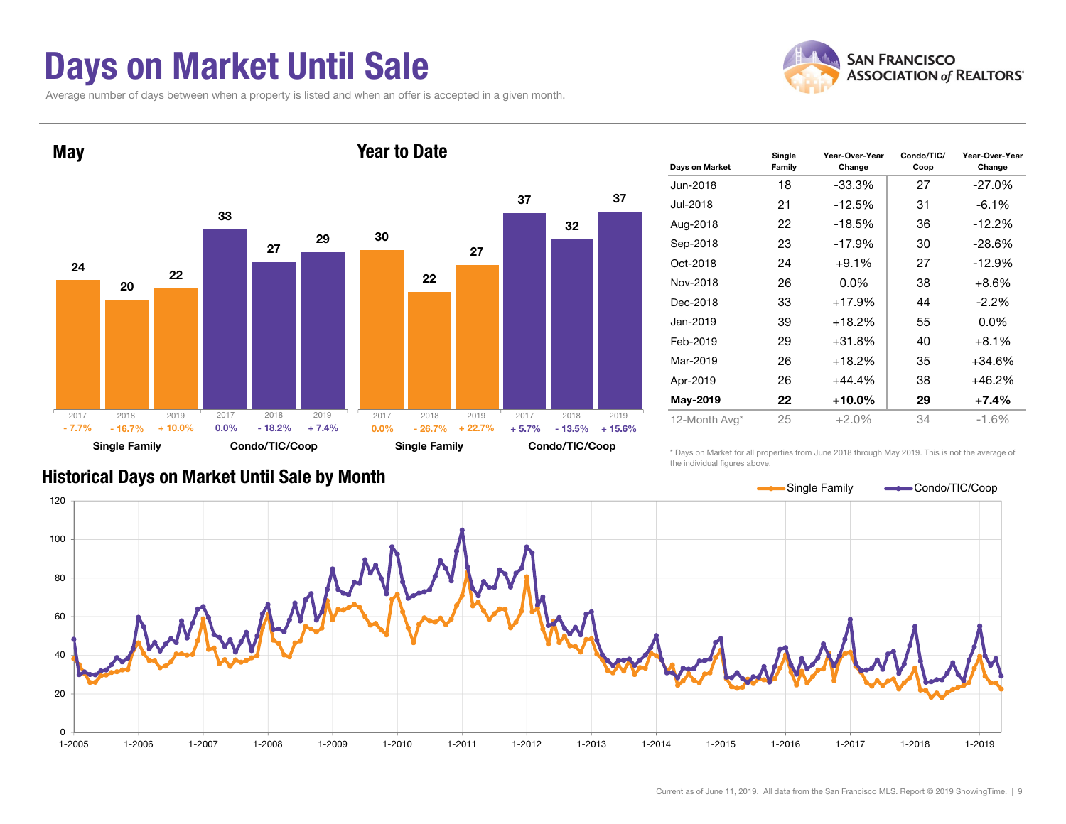# Days on Market Until Sale

Average number of days between when a property is listed and when an offer is accepted in a given month.

## May

| | Single Family | | | Condo/TIC/Coop | | |
|---|---|---|---|---|---|---|
| Year | 2017 | 2018 | 2019 | 2017 | 2018 | 2019 |
| Days | 24 | 20 | 22 | 33 | 27 | 29 |
| Change | - 7.7% | - 16.7% | + 10.0% | 0.0% | - 18.2% | + 7.4% |

## Year to Date

| | Single Family | | | Condo/TIC/Coop | | |
|---|---|---|---|---|---|---|
| Year | 2017 | 2018 | 2019 | 2017 | 2018 | 2019 |
| Days | 30 | 22 | 27 | 37 | 32 | 37 |
| Change | 0.0% | - 26.7% | + 22.7% | + 5.7% | - 13.5% | + 15.6% |

| Days on Market | Single Family | Year-Over-Year Change | Condo/TIC/ Coop | Year-Over-Year Change |
|---|---|---|---|---|
| Jun-2018 | 18 | -33.3% | 27 | -27.0% |
| Jul-2018 | 21 | -12.5% | 31 | -6.1% |
| Aug-2018 | 22 | -18.5% | 36 | -12.2% |
| Sep-2018 | 23 | -17.9% | 30 | -28.6% |
| Oct-2018 | 24 | +9.1% | 27 | -12.9% |
| Nov-2018 | 26 | 0.0% | 38 | +8.6% |
| Dec-2018 | 33 | +17.9% | 44 | -2.2% |
| Jan-2019 | 39 | +18.2% | 55 | 0.0% |
| Feb-2019 | 29 | +31.8% | 40 | +8.1% |
| Mar-2019 | 26 | +18.2% | 35 | +34.6% |
| Apr-2019 | 26 | +44.4% | 38 | +46.2% |
| **May-2019** | **22** | **+10.0%** | **29** | **+7.4%** |
| 12-Month Avg* | 25 | +2.0% | 34 | -1.6% |

* Days on Market for all properties from June 2018 through May 2019. This is not the average of the individual figures above.

## Historical Days on Market Until Sale by Month

Current as of June 11, 2019. All data from the San Francisco MLS. Report © 2019 ShowingTime.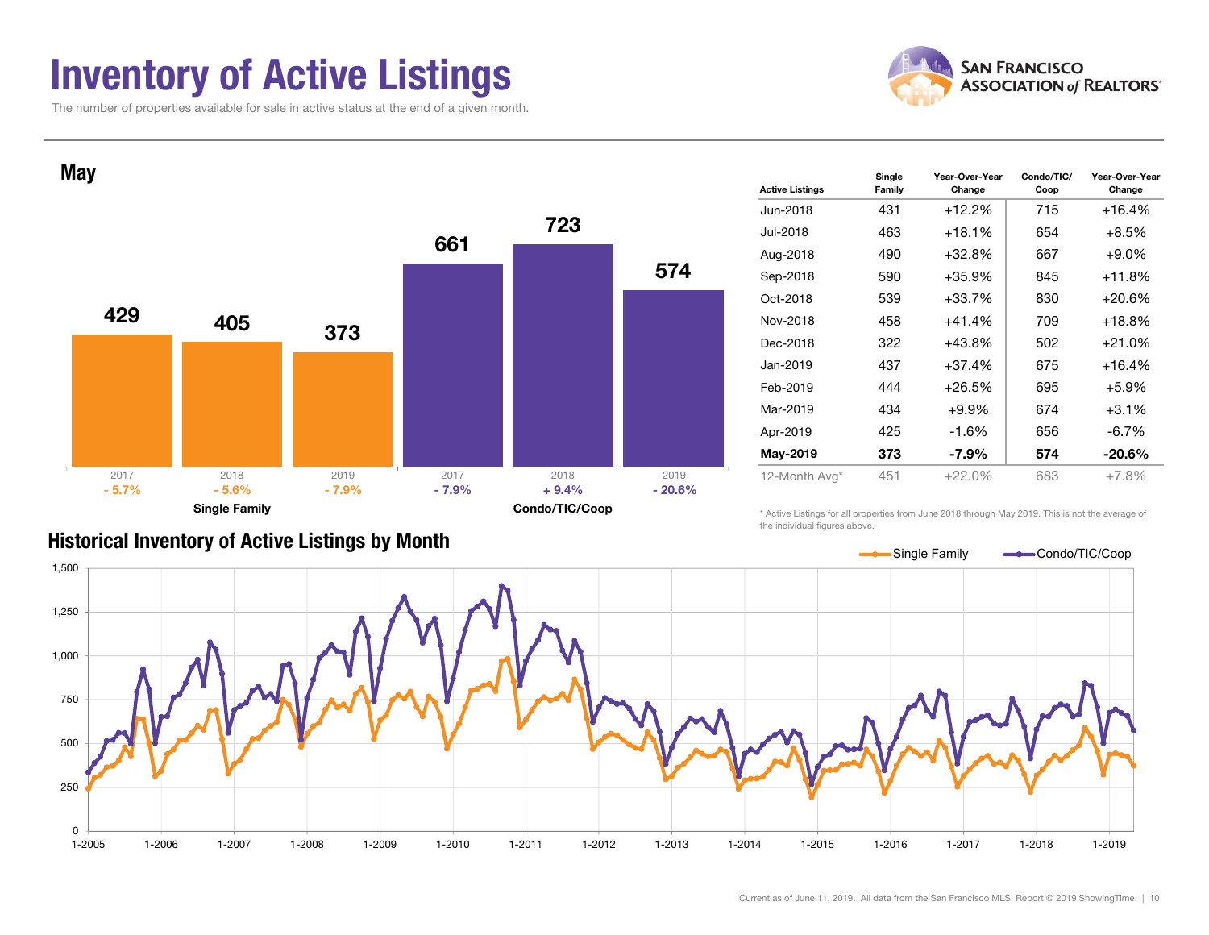# Inventory of Active Listings

The number of properties available for sale in active status at the end of a given month.

SAN FRANCISCO ASSOCIATION of REALTORS®

## May

| | 2017 | 2018 | 2019 |
|---|---|---|---|
| Single Family | 429 | 405 | 373 |
| YoY change | - 5.7% | - 5.6% | - 7.9% |
| Condo/TIC/Coop | 661 | 723 | 574 |
| YoY change | - 7.9% | + 9.4% | - 20.6% |

| Active Listings | Single Family | Year-Over-Year Change | Condo/TIC/Coop | Year-Over-Year Change |
|---|---|---|---|---|
| Jun-2018 | 431 | +12.2% | 715 | +16.4% |
| Jul-2018 | 463 | +18.1% | 654 | +8.5% |
| Aug-2018 | 490 | +32.8% | 667 | +9.0% |
| Sep-2018 | 590 | +35.9% | 845 | +11.8% |
| Oct-2018 | 539 | +33.7% | 830 | +20.6% |
| Nov-2018 | 458 | +41.4% | 709 | +18.8% |
| Dec-2018 | 322 | +43.8% | 502 | +21.0% |
| Jan-2019 | 437 | +37.4% | 675 | +16.4% |
| Feb-2019 | 444 | +26.5% | 695 | +5.9% |
| Mar-2019 | 434 | +9.9% | 674 | +3.1% |
| Apr-2019 | 425 | -1.6% | 656 | -6.7% |
| **May-2019** | **373** | **-7.9%** | **574** | **-20.6%** |
| 12-Month Avg* | 451 | +22.0% | 683 | +7.8% |

* Active Listings for all properties from June 2018 through May 2019. This is not the average of the individual figures above.

## Historical Inventory of Active Listings by Month

Single Family — Condo/TIC/Coop

Current as of June 11, 2019. All data from the San Francisco MLS. Report © 2019 ShowingTime.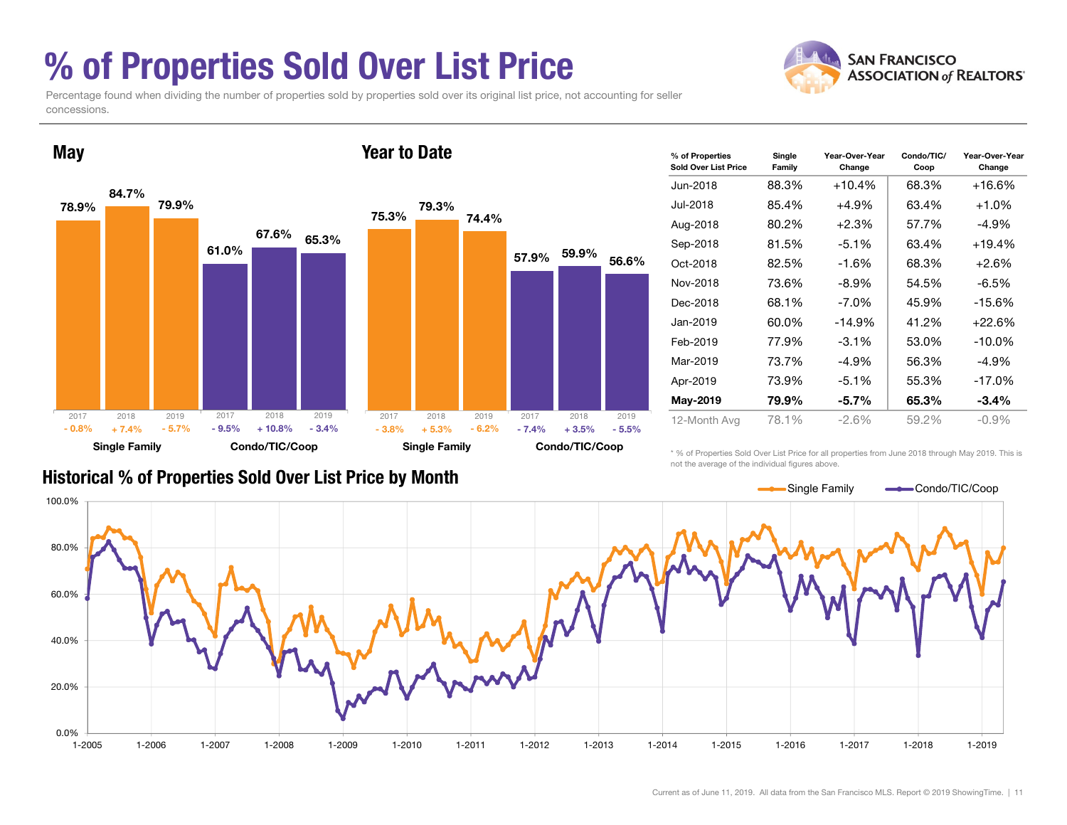# % of Properties Sold Over List Price

Percentage found when dividing the number of properties sold by properties sold over its original list price, not accounting for seller concessions.

## May

| | 2017 | 2018 | 2019 |
|---|---|---|---|
| Single Family | 78.9% | 84.7% | 79.9% |
| Change | - 0.8% | + 7.4% | - 5.7% |
| Condo/TIC/Coop | 61.0% | 67.6% | 65.3% |
| Change | - 9.5% | + 10.8% | - 3.4% |

## Year to Date

| | 2017 | 2018 | 2019 |
|---|---|---|---|
| Single Family | 75.3% | 79.3% | 74.4% |
| Change | - 3.8% | + 5.3% | - 6.2% |
| Condo/TIC/Coop | 57.9% | 59.9% | 56.6% |
| Change | - 7.4% | + 3.5% | - 5.5% |

| % of Properties Sold Over List Price | Single Family | Year-Over-Year Change | Condo/TIC/ Coop | Year-Over-Year Change |
|---|---|---|---|---|
| Jun-2018 | 88.3% | +10.4% | 68.3% | +16.6% |
| Jul-2018 | 85.4% | +4.9% | 63.4% | +1.0% |
| Aug-2018 | 80.2% | +2.3% | 57.7% | -4.9% |
| Sep-2018 | 81.5% | -5.1% | 63.4% | +19.4% |
| Oct-2018 | 82.5% | -1.6% | 68.3% | +2.6% |
| Nov-2018 | 73.6% | -8.9% | 54.5% | -6.5% |
| Dec-2018 | 68.1% | -7.0% | 45.9% | -15.6% |
| Jan-2019 | 60.0% | -14.9% | 41.2% | +22.6% |
| Feb-2019 | 77.9% | -3.1% | 53.0% | -10.0% |
| Mar-2019 | 73.7% | -4.9% | 56.3% | -4.9% |
| Apr-2019 | 73.9% | -5.1% | 55.3% | -17.0% |
| **May-2019** | **79.9%** | **-5.7%** | **65.3%** | **-3.4%** |
| 12-Month Avg | 78.1% | -2.6% | 59.2% | -0.9% |

* % of Properties Sold Over List Price for all properties from June 2018 through May 2019. This is not the average of the individual figures above.

## Historical % of Properties Sold Over List Price by Month

Current as of June 11, 2019. All data from the San Francisco MLS. Report © 2019 ShowingTime.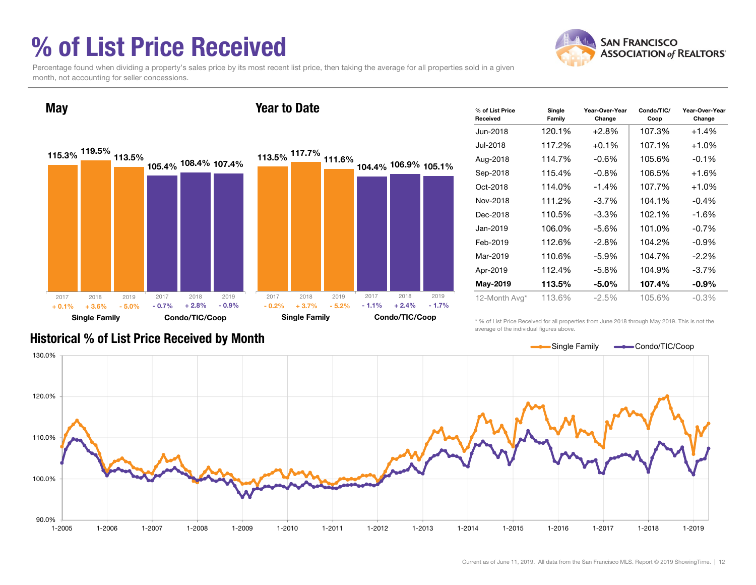# % of List Price Received

Percentage found when dividing a property's sales price by its most recent list price, then taking the average for all properties sold in a given month, not accounting for seller concessions.

## May

| | 2017 | 2018 | 2019 |
|---|---|---|---|
| Single Family | 115.3% (+ 0.1%) | 119.5% (+ 3.6%) | 113.5% (- 5.0%) |
| Condo/TIC/Coop | 105.4% (- 0.7%) | 108.4% (+ 2.8%) | 107.4% (- 0.9%) |

## Year to Date

| | 2017 | 2018 | 2019 |
|---|---|---|---|
| Single Family | 113.5% (- 0.2%) | 117.7% (+ 3.7%) | 111.6% (- 5.2%) |
| Condo/TIC/Coop | 104.4% (- 1.1%) | 106.9% (+ 2.4%) | 105.1% (- 1.7%) |

| % of List Price Received | Single Family | Year-Over-Year Change | Condo/TIC/Coop | Year-Over-Year Change |
|---|---|---|---|---|
| Jun-2018 | 120.1% | +2.8% | 107.3% | +1.4% |
| Jul-2018 | 117.2% | +0.1% | 107.1% | +1.0% |
| Aug-2018 | 114.7% | -0.6% | 105.6% | -0.1% |
| Sep-2018 | 115.4% | -0.8% | 106.5% | +1.6% |
| Oct-2018 | 114.0% | -1.4% | 107.7% | +1.0% |
| Nov-2018 | 111.2% | -3.7% | 104.1% | -0.4% |
| Dec-2018 | 110.5% | -3.3% | 102.1% | -1.6% |
| Jan-2019 | 106.0% | -5.6% | 101.0% | -0.7% |
| Feb-2019 | 112.6% | -2.8% | 104.2% | -0.9% |
| Mar-2019 | 110.6% | -5.9% | 104.7% | -2.2% |
| Apr-2019 | 112.4% | -5.8% | 104.9% | -3.7% |
| **May-2019** | **113.5%** | **-5.0%** | **107.4%** | **-0.9%** |
| 12-Month Avg* | 113.6% | -2.5% | 105.6% | -0.3% |

\* % of List Price Received for all properties from June 2018 through May 2019. This is not the average of the individual figures above.

## Historical % of List Price Received by Month

Current as of June 11, 2019. All data from the San Francisco MLS. Report © 2019 ShowingTime.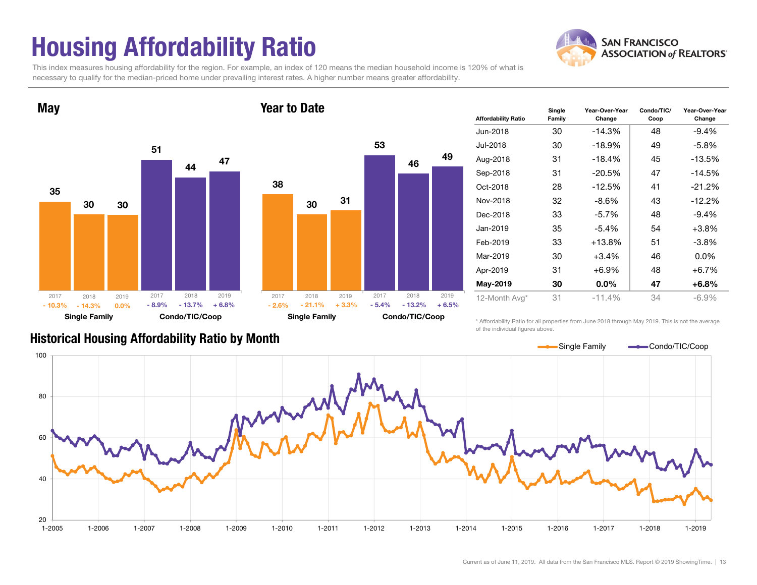# Housing Affordability Ratio

This index measures housing affordability for the region. For example, an index of 120 means the median household income is 120% of what is necessary to qualify for the median-priced home under prevailing interest rates. A higher number means greater affordability.

SAN FRANCISCO ASSOCIATION of REALTORS®

## May

| | 2017 | 2018 | 2019 |
|---|---|---|---|
| Single Family | 35 | 30 | 30 |
| Change | - 10.3% | - 14.3% | 0.0% |
| Condo/TIC/Coop | 51 | 44 | 47 |
| Change | - 8.9% | - 13.7% | + 6.8% |

## Year to Date

| | 2017 | 2018 | 2019 |
|---|---|---|---|
| Single Family | 38 | 30 | 31 |
| Change | - 2.6% | - 21.1% | + 3.3% |
| Condo/TIC/Coop | 53 | 46 | 49 |
| Change | - 5.4% | - 13.2% | + 6.5% |

| Affordability Ratio | Single Family | Year-Over-Year Change | Condo/TIC/ Coop | Year-Over-Year Change |
|---|---|---|---|---|
| Jun-2018 | 30 | -14.3% | 48 | -9.4% |
| Jul-2018 | 30 | -18.9% | 49 | -5.8% |
| Aug-2018 | 31 | -18.4% | 45 | -13.5% |
| Sep-2018 | 31 | -20.5% | 47 | -14.5% |
| Oct-2018 | 28 | -12.5% | 41 | -21.2% |
| Nov-2018 | 32 | -8.6% | 43 | -12.2% |
| Dec-2018 | 33 | -5.7% | 48 | -9.4% |
| Jan-2019 | 35 | -5.4% | 54 | +3.8% |
| Feb-2019 | 33 | +13.8% | 51 | -3.8% |
| Mar-2019 | 30 | +3.4% | 46 | 0.0% |
| Apr-2019 | 31 | +6.9% | 48 | +6.7% |
| **May-2019** | **30** | **0.0%** | **47** | **+6.8%** |
| 12-Month Avg* | 31 | -11.4% | 34 | -6.9% |

\* Affordability Ratio for all properties from June 2018 through May 2019. This is not the average of the individual figures above.

## Historical Housing Affordability Ratio by Month

Single Family / Condo/TIC/Coop

Current as of June 11, 2019. All data from the San Francisco MLS. Report © 2019 ShowingTime.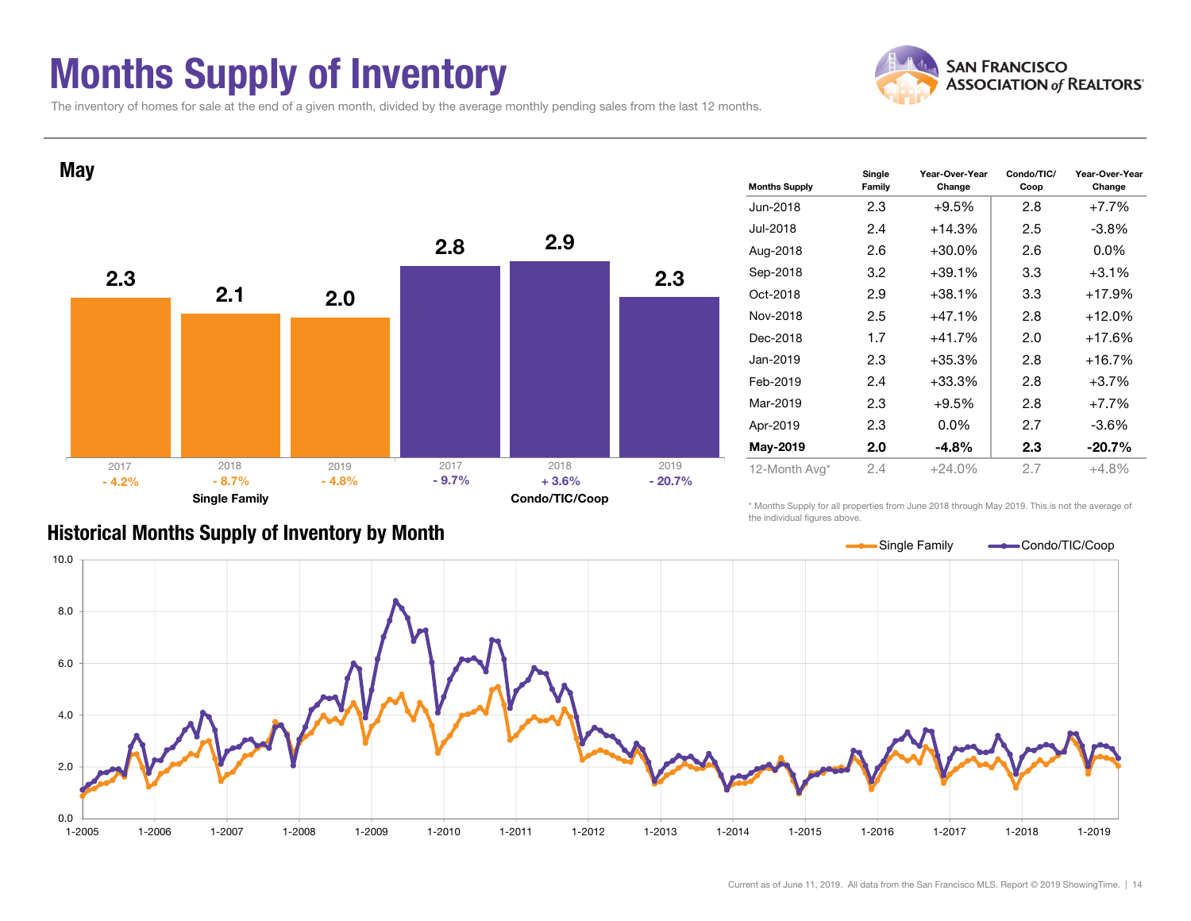# Months Supply of Inventory

The inventory of homes for sale at the end of a given month, divided by the average monthly pending sales from the last 12 months.

## May

| | 2017 | 2018 | 2019 |
|---|---|---|---|
| Single Family | 2.3 | 2.1 | 2.0 |
| Change | - 4.2% | - 8.7% | - 4.8% |
| Condo/TIC/Coop | 2.8 | 2.9 | 2.3 |
| Change | - 9.7% | + 3.6% | - 20.7% |

| Months Supply | Single Family | Year-Over-Year Change | Condo/TIC/Coop | Year-Over-Year Change |
|---|---|---|---|---|
| Jun-2018 | 2.3 | +9.5% | 2.8 | +7.7% |
| Jul-2018 | 2.4 | +14.3% | 2.5 | -3.8% |
| Aug-2018 | 2.6 | +30.0% | 2.6 | 0.0% |
| Sep-2018 | 3.2 | +39.1% | 3.3 | +3.1% |
| Oct-2018 | 2.9 | +38.1% | 3.3 | +17.9% |
| Nov-2018 | 2.5 | +47.1% | 2.8 | +12.0% |
| Dec-2018 | 1.7 | +41.7% | 2.0 | +17.6% |
| Jan-2019 | 2.3 | +35.3% | 2.8 | +16.7% |
| Feb-2019 | 2.4 | +33.3% | 2.8 | +3.7% |
| Mar-2019 | 2.3 | +9.5% | 2.8 | +7.7% |
| Apr-2019 | 2.3 | 0.0% | 2.7 | -3.6% |
| **May-2019** | **2.0** | **-4.8%** | **2.3** | **-20.7%** |
| 12-Month Avg* | 2.4 | +24.0% | 2.7 | +4.8% |

\* Months Supply for all properties from June 2018 through May 2019. This is not the average of the individual figures above.

## Historical Months Supply of Inventory by Month

Single Family — Condo/TIC/Coop

Current as of June 11, 2019. All data from the San Francisco MLS. Report © 2019 ShowingTime.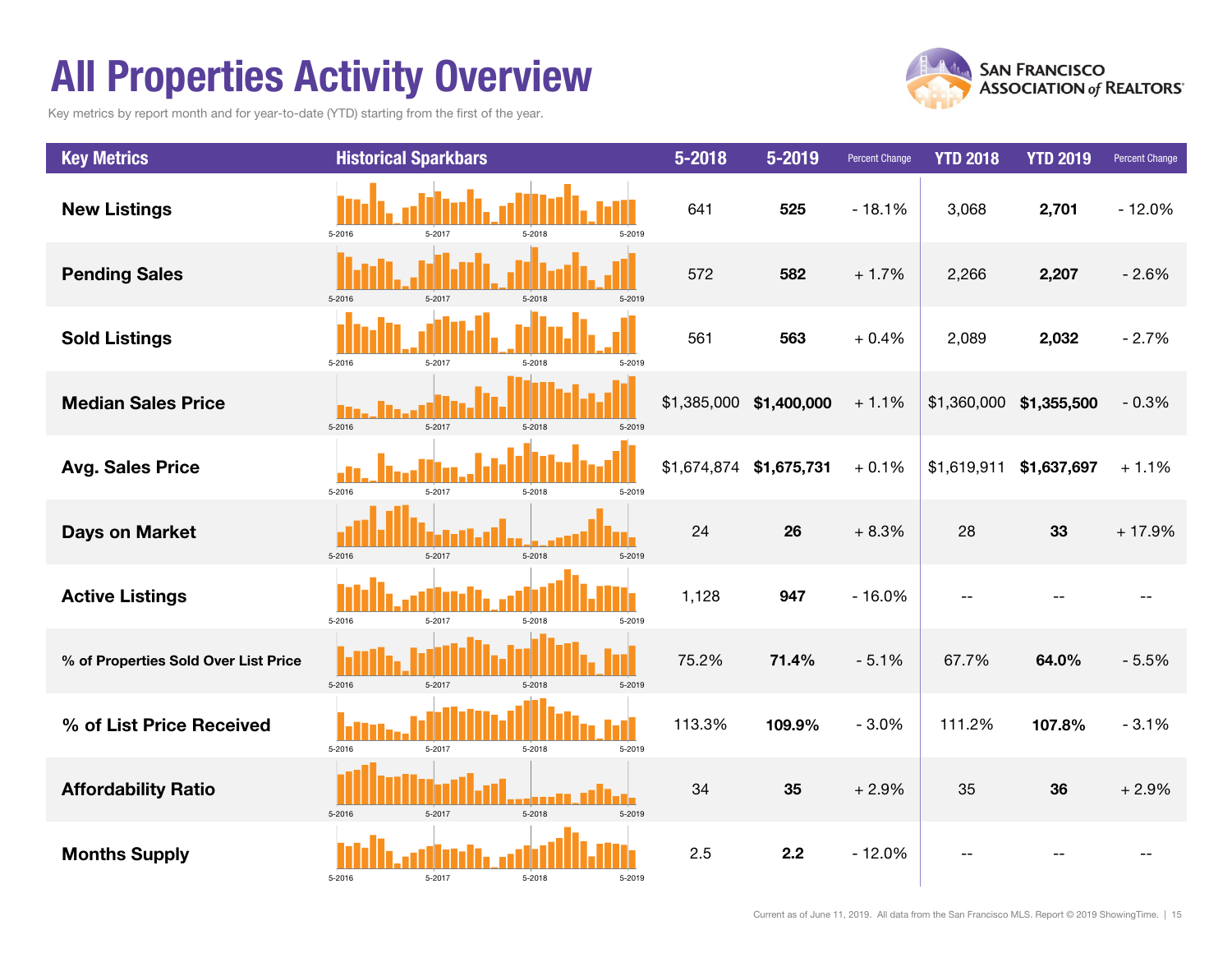# All Properties Activity Overview

Key metrics by report month and for year-to-date (YTD) starting from the first of the year.

| Key Metrics | Historical Sparkbars | 5-2018 | 5-2019 | Percent Change | YTD 2018 | YTD 2019 | Percent Change |
|---|---|---|---|---|---|---|---|
| **New Listings** | 5-2016 5-2017 5-2018 5-2019 | 641 | **525** | - 18.1% | 3,068 | **2,701** | - 12.0% |
| **Pending Sales** | 5-2016 5-2017 5-2018 5-2019 | 572 | **582** | + 1.7% | 2,266 | **2,207** | - 2.6% |
| **Sold Listings** | 5-2016 5-2017 5-2018 5-2019 | 561 | **563** | + 0.4% | 2,089 | **2,032** | - 2.7% |
| **Median Sales Price** | 5-2016 5-2017 5-2018 5-2019 | $1,385,000 | **$1,400,000** | + 1.1% | $1,360,000 | **$1,355,500** | - 0.3% |
| **Avg. Sales Price** | 5-2016 5-2017 5-2018 5-2019 | $1,674,874 | **$1,675,731** | + 0.1% | $1,619,911 | **$1,637,697** | + 1.1% |
| **Days on Market** | 5-2016 5-2017 5-2018 5-2019 | 24 | **26** | + 8.3% | 28 | **33** | + 17.9% |
| **Active Listings** | 5-2016 5-2017 5-2018 5-2019 | 1,128 | **947** | - 16.0% | -- | -- | -- |
| **% of Properties Sold Over List Price** | 5-2016 5-2017 5-2018 5-2019 | 75.2% | **71.4%** | - 5.1% | 67.7% | **64.0%** | - 5.5% |
| **% of List Price Received** | 5-2016 5-2017 5-2018 5-2019 | 113.3% | **109.9%** | - 3.0% | 111.2% | **107.8%** | - 3.1% |
| **Affordability Ratio** | 5-2016 5-2017 5-2018 5-2019 | 34 | **35** | + 2.9% | 35 | **36** | + 2.9% |
| **Months Supply** | 5-2016 5-2017 5-2018 5-2019 | 2.5 | **2.2** | - 12.0% | -- | -- | -- |

Current as of June 11, 2019. All data from the San Francisco MLS. Report © 2019 ShowingTime.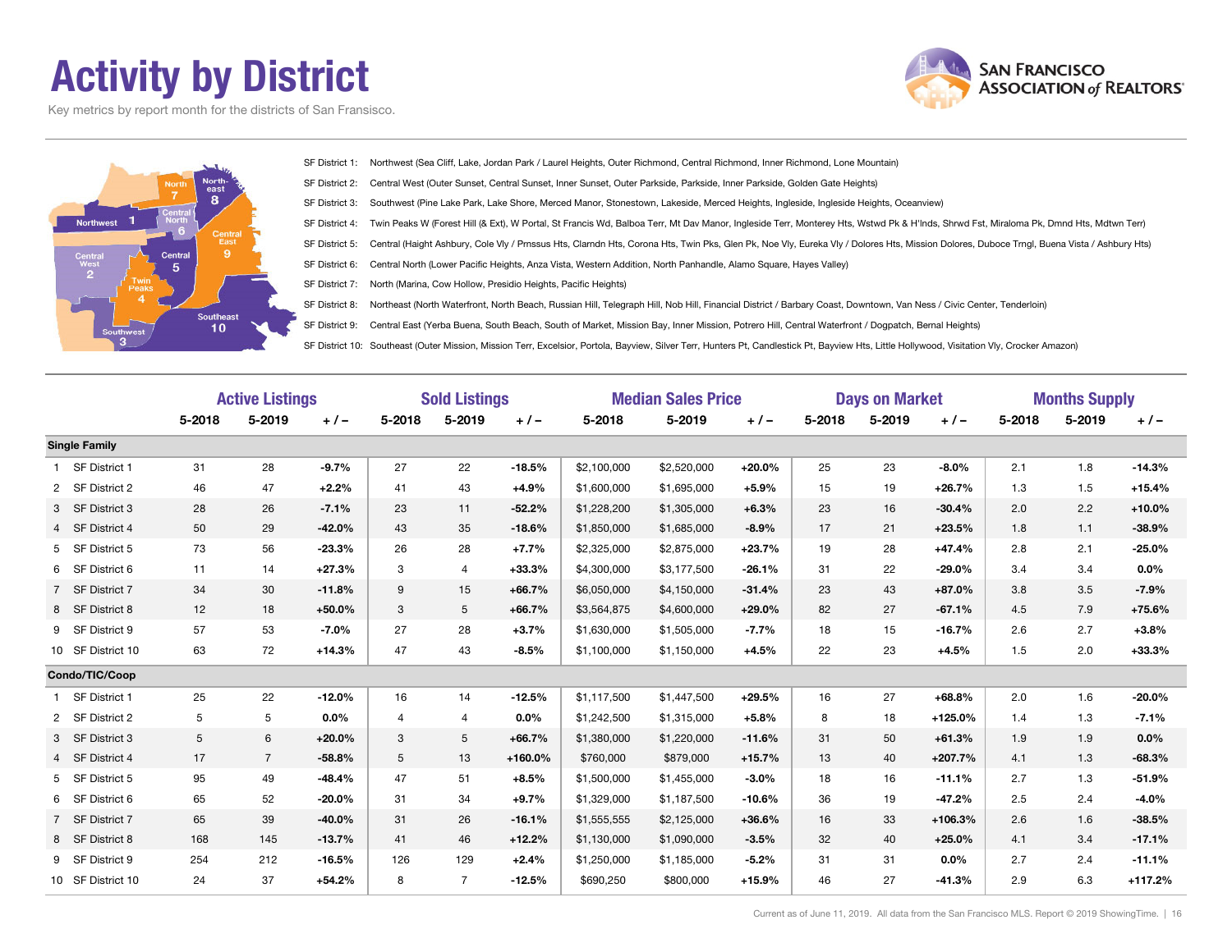# Activity by District

Key metrics by report month for the districts of San Fransisco.

SAN FRANCISCO ASSOCIATION of REALTORS®

Northwest 1
Central West 2
Southwest 3
Twin Peaks 4
Central 5
Central North 6
North 7
Northeast 8
Central East 9
Southeast 10

SF District 1: Northwest (Sea Cliff, Lake, Jordan Park / Laurel Heights, Outer Richmond, Central Richmond, Inner Richmond, Lone Mountain)

SF District 2: Central West (Outer Sunset, Central Sunset, Inner Sunset, Outer Parkside, Parkside, Inner Parkside, Golden Gate Heights)

SF District 3: Southwest (Pine Lake Park, Lake Shore, Merced Manor, Stonestown, Lakeside, Merced Heights, Ingleside, Ingleside Heights, Oceanview)

SF District 4: Twin Peaks W (Forest Hill (& Ext), W Portal, St Francis Wd, Balboa Terr, Mt Dav Manor, Ingleside Terr, Monterey Hts, Wstwd Pk & H'lnds, Shrwd Fst, Miraloma Pk, Dmnd Hts, Mdtwn Terr)

SF District 5: Central (Haight Ashbury, Cole Vly / Prnssus Hts, Clarndn Hts, Corona Hts, Twin Pks, Glen Pk, Noe Vly, Eureka Vly / Dolores Hts, Mission Dolores, Duboce Trngl, Buena Vista / Ashbury Hts)

SF District 6: Central North (Lower Pacific Heights, Anza Vista, Western Addition, North Panhandle, Alamo Square, Hayes Valley)

SF District 7: North (Marina, Cow Hollow, Presidio Heights, Pacific Heights)

SF District 8: Northeast (North Waterfront, North Beach, Russian Hill, Telegraph Hill, Nob Hill, Financial District / Barbary Coast, Downtown, Van Ness / Civic Center, Tenderloin)

SF District 9: Central East (Yerba Buena, South Beach, South of Market, Mission Bay, Inner Mission, Potrero Hill, Central Waterfront / Dogpatch, Bernal Heights)

SF District 10: Southeast (Outer Mission, Mission Terr, Excelsior, Portola, Bayview, Silver Terr, Hunters Pt, Candlestick Pt, Bayview Hts, Little Hollywood, Visitation Vly, Crocker Amazon)

| | Active Listings | | | Sold Listings | | | Median Sales Price | | | Days on Market | | | Months Supply | | |
|---|---|---|---|---|---|---|---|---|---|---|---|---|---|---|---|
| | 5-2018 | 5-2019 | + / – | 5-2018 | 5-2019 | + / – | 5-2018 | 5-2019 | + / – | 5-2018 | 5-2019 | + / – | 5-2018 | 5-2019 | + / – |
| **Single Family** | | | | | | | | | | | | | | | |
| 1 SF District 1 | 31 | 28 | **-9.7%** | 27 | 22 | **-18.5%** | $2,100,000 | $2,520,000 | **+20.0%** | 25 | 23 | **-8.0%** | 2.1 | 1.8 | **-14.3%** |
| 2 SF District 2 | 46 | 47 | **+2.2%** | 41 | 43 | **+4.9%** | $1,600,000 | $1,695,000 | **+5.9%** | 15 | 19 | **+26.7%** | 1.3 | 1.5 | **+15.4%** |
| 3 SF District 3 | 28 | 26 | **-7.1%** | 23 | 11 | **-52.2%** | $1,228,200 | $1,305,000 | **+6.3%** | 23 | 16 | **-30.4%** | 2.0 | 2.2 | **+10.0%** |
| 4 SF District 4 | 50 | 29 | **-42.0%** | 43 | 35 | **-18.6%** | $1,850,000 | $1,685,000 | **-8.9%** | 17 | 21 | **+23.5%** | 1.8 | 1.1 | **-38.9%** |
| 5 SF District 5 | 73 | 56 | **-23.3%** | 26 | 28 | **+7.7%** | $2,325,000 | $2,875,000 | **+23.7%** | 19 | 28 | **+47.4%** | 2.8 | 2.1 | **-25.0%** |
| 6 SF District 6 | 11 | 14 | **+27.3%** | 3 | 4 | **+33.3%** | $4,300,000 | $3,177,500 | **-26.1%** | 31 | 22 | **-29.0%** | 3.4 | 3.4 | **0.0%** |
| 7 SF District 7 | 34 | 30 | **-11.8%** | 9 | 15 | **+66.7%** | $6,050,000 | $4,150,000 | **-31.4%** | 23 | 43 | **+87.0%** | 3.8 | 3.5 | **-7.9%** |
| 8 SF District 8 | 12 | 18 | **+50.0%** | 3 | 5 | **+66.7%** | $3,564,875 | $4,600,000 | **+29.0%** | 82 | 27 | **-67.1%** | 4.5 | 7.9 | **+75.6%** |
| 9 SF District 9 | 57 | 53 | **-7.0%** | 27 | 28 | **+3.7%** | $1,630,000 | $1,505,000 | **-7.7%** | 18 | 15 | **-16.7%** | 2.6 | 2.7 | **+3.8%** |
| 10 SF District 10 | 63 | 72 | **+14.3%** | 47 | 43 | **-8.5%** | $1,100,000 | $1,150,000 | **+4.5%** | 22 | 23 | **+4.5%** | 1.5 | 2.0 | **+33.3%** |
| **Condo/TIC/Coop** | | | | | | | | | | | | | | | |
| 1 SF District 1 | 25 | 22 | **-12.0%** | 16 | 14 | **-12.5%** | $1,117,500 | $1,447,500 | **+29.5%** | 16 | 27 | **+68.8%** | 2.0 | 1.6 | **-20.0%** |
| 2 SF District 2 | 5 | 5 | **0.0%** | 4 | 4 | **0.0%** | $1,242,500 | $1,315,000 | **+5.8%** | 8 | 18 | **+125.0%** | 1.4 | 1.3 | **-7.1%** |
| 3 SF District 3 | 5 | 6 | **+20.0%** | 3 | 5 | **+66.7%** | $1,380,000 | $1,220,000 | **-11.6%** | 31 | 50 | **+61.3%** | 1.9 | 1.9 | **0.0%** |
| 4 SF District 4 | 17 | 7 | **-58.8%** | 5 | 13 | **+160.0%** | $760,000 | $879,000 | **+15.7%** | 13 | 40 | **+207.7%** | 4.1 | 1.3 | **-68.3%** |
| 5 SF District 5 | 95 | 49 | **-48.4%** | 47 | 51 | **+8.5%** | $1,500,000 | $1,455,000 | **-3.0%** | 18 | 16 | **-11.1%** | 2.7 | 1.3 | **-51.9%** |
| 6 SF District 6 | 65 | 52 | **-20.0%** | 31 | 34 | **+9.7%** | $1,329,000 | $1,187,500 | **-10.6%** | 36 | 19 | **-47.2%** | 2.5 | 2.4 | **-4.0%** |
| 7 SF District 7 | 65 | 39 | **-40.0%** | 31 | 26 | **-16.1%** | $1,555,555 | $2,125,000 | **+36.6%** | 16 | 33 | **+106.3%** | 2.6 | 1.6 | **-38.5%** |
| 8 SF District 8 | 168 | 145 | **-13.7%** | 41 | 46 | **+12.2%** | $1,130,000 | $1,090,000 | **-3.5%** | 32 | 40 | **+25.0%** | 4.1 | 3.4 | **-17.1%** |
| 9 SF District 9 | 254 | 212 | **-16.5%** | 126 | 129 | **+2.4%** | $1,250,000 | $1,185,000 | **-5.2%** | 31 | 31 | **0.0%** | 2.7 | 2.4 | **-11.1%** |
| 10 SF District 10 | 24 | 37 | **+54.2%** | 8 | 7 | **-12.5%** | $690,250 | $800,000 | **+15.9%** | 46 | 27 | **-41.3%** | 2.9 | 6.3 | **+117.2%** |

Current as of June 11, 2019. All data from the San Francisco MLS. Report © 2019 ShowingTime.